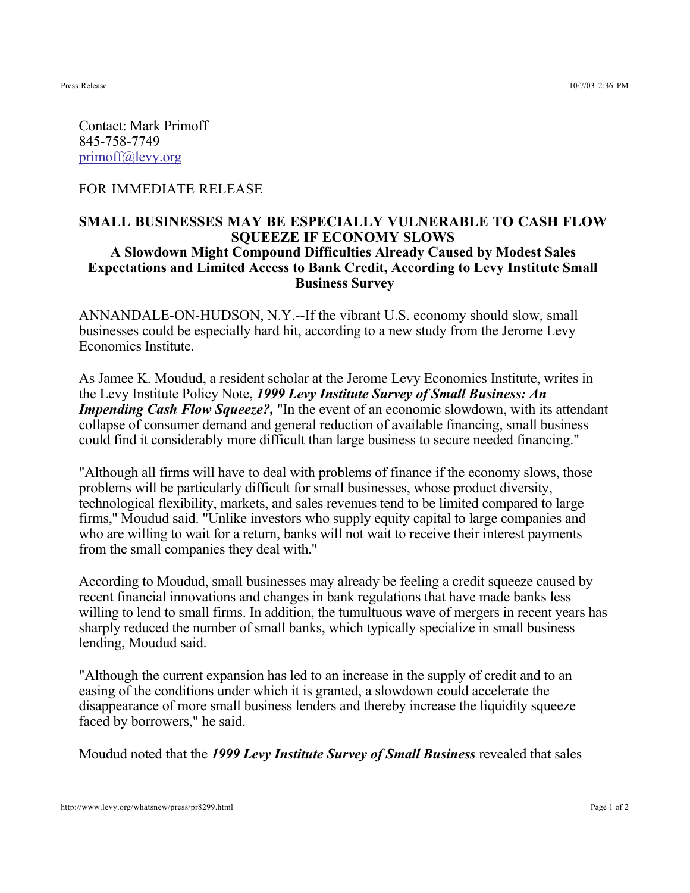Contact: Mark Primoff
845-758-7749
primoff@levy.org

FOR IMMEDIATE RELEASE

## SMALL BUSINESSES MAY BE ESPECIALLY VULNERABLE TO CASH FLOW SQUEEZE IF ECONOMY SLOWS

### A Slowdown Might Compound Difficulties Already Caused by Modest Sales Expectations and Limited Access to Bank Credit, According to Levy Institute Small Business Survey

ANNANDALE-ON-HUDSON, N.Y.--If the vibrant U.S. economy should slow, small businesses could be especially hard hit, according to a new study from the Jerome Levy Economics Institute.

As Jamee K. Moudud, a resident scholar at the Jerome Levy Economics Institute, writes in the Levy Institute Policy Note, ***1999 Levy Institute Survey of Small Business: An Impending Cash Flow Squeeze?,*** "In the event of an economic slowdown, with its attendant collapse of consumer demand and general reduction of available financing, small business could find it considerably more difficult than large business to secure needed financing."

"Although all firms will have to deal with problems of finance if the economy slows, those problems will be particularly difficult for small businesses, whose product diversity, technological flexibility, markets, and sales revenues tend to be limited compared to large firms," Moudud said. "Unlike investors who supply equity capital to large companies and who are willing to wait for a return, banks will not wait to receive their interest payments from the small companies they deal with."

According to Moudud, small businesses may already be feeling a credit squeeze caused by recent financial innovations and changes in bank regulations that have made banks less willing to lend to small firms. In addition, the tumultuous wave of mergers in recent years has sharply reduced the number of small banks, which typically specialize in small business lending, Moudud said.

"Although the current expansion has led to an increase in the supply of credit and to an easing of the conditions under which it is granted, a slowdown could accelerate the disappearance of more small business lenders and thereby increase the liquidity squeeze faced by borrowers," he said.

Moudud noted that the ***1999 Levy Institute Survey of Small Business*** revealed that sales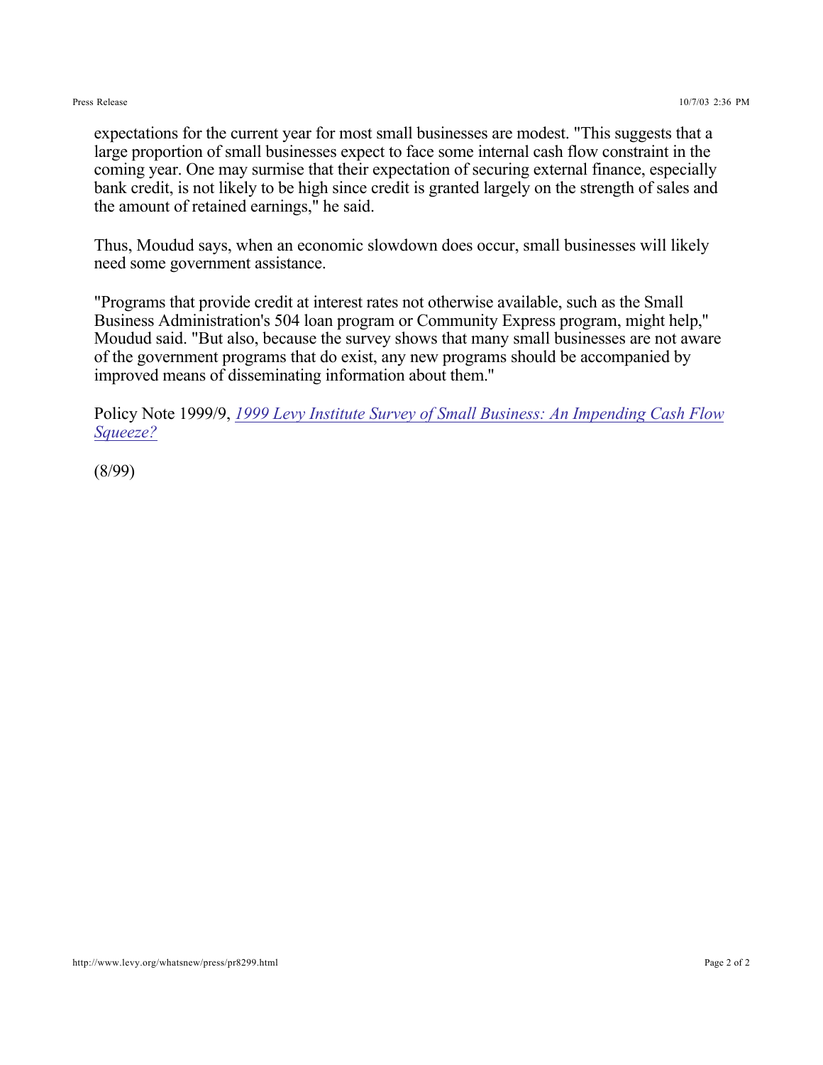expectations for the current year for most small businesses are modest. "This suggests that a large proportion of small businesses expect to face some internal cash flow constraint in the coming year. One may surmise that their expectation of securing external finance, especially bank credit, is not likely to be high since credit is granted largely on the strength of sales and the amount of retained earnings," he said.

Thus, Moudud says, when an economic slowdown does occur, small businesses will likely need some government assistance.

"Programs that provide credit at interest rates not otherwise available, such as the Small Business Administration's 504 loan program or Community Express program, might help," Moudud said. "But also, because the survey shows that many small businesses are not aware of the government programs that do exist, any new programs should be accompanied by improved means of disseminating information about them."

Policy Note 1999/9, *1999 Levy Institute Survey of Small Business: An Impending Cash Flow Squeeze?*

(8/99)